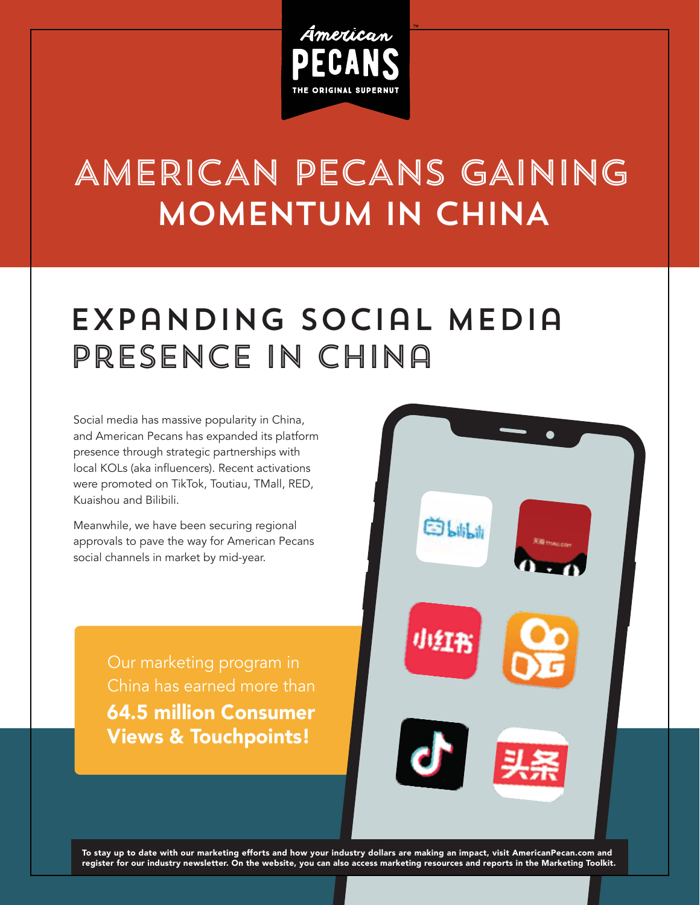American PECANS

THE ORIGINAL SUPERNUT

# AMERICAN PECANS GAINING MOMENTUM IN CHINA

## EXPANDING SOCIAL MEDIA PRESENCE IN CHINA

Social media has massive popularity in China, and American Pecans has expanded its platform presence through strategic partnerships with local KOLs (aka influencers). Recent activations were promoted on TikTok, Toutiau, TMall, RED, Kuaishou and Bilibili.

Meanwhile, we have been securing regional approvals to pave the way for American Pecans social channels in market by mid-year.

Our marketing program in China has earned more than **64.5 million Consumer Views & Touchpoints!**

**To stay up to date with our marketing efforts and how your industry dollars are making an impact, visit AmericanPecan.com and register for our industry newsletter. On the website, you can also access marketing resources and reports in the Marketing Toolkit.**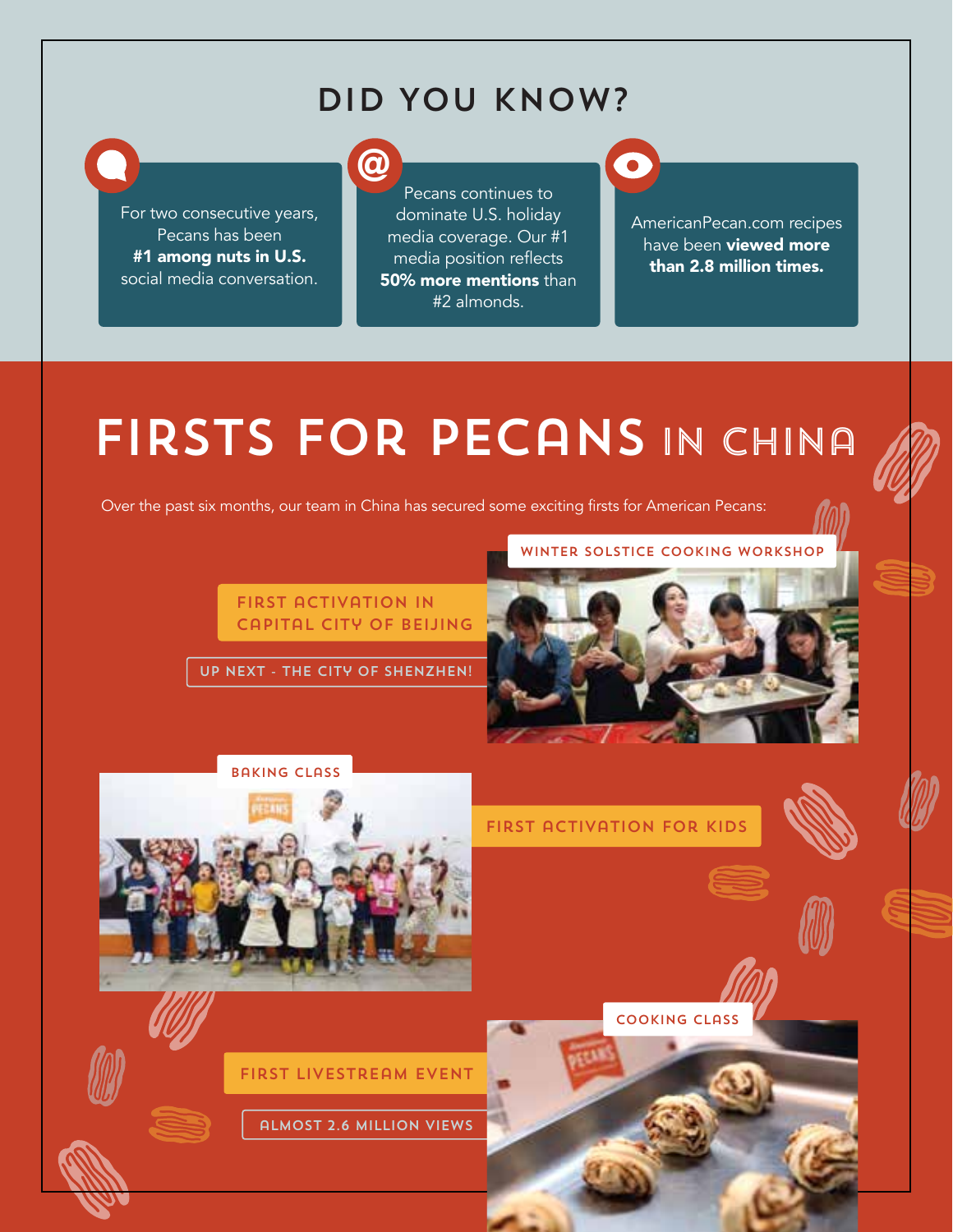# DID YOU KNOW?

For two consecutive years, Pecans has been **#1 among nuts in U.S.** social media conversation.

Pecans continues to dominate U.S. holiday media coverage. Our #1 media position reflects **50% more mentions** than #2 almonds.

AmericanPecan.com recipes have been **viewed more than 2.8 million times.**

# FIRSTS FOR PECANS IN CHINA

Over the past six months, our team in China has secured some exciting firsts for American Pecans:

WINTER SOLSTICE COOKING WORKSHOP

FIRST ACTIVATION IN CAPITAL CITY OF BEIJING

UP NEXT - THE CITY OF SHENZHEN!

BAKING CLASS

FIRST ACTIVATION FOR KIDS

COOKING CLASS

FIRST LIVESTREAM EVENT

ALMOST 2.6 MILLION VIEWS